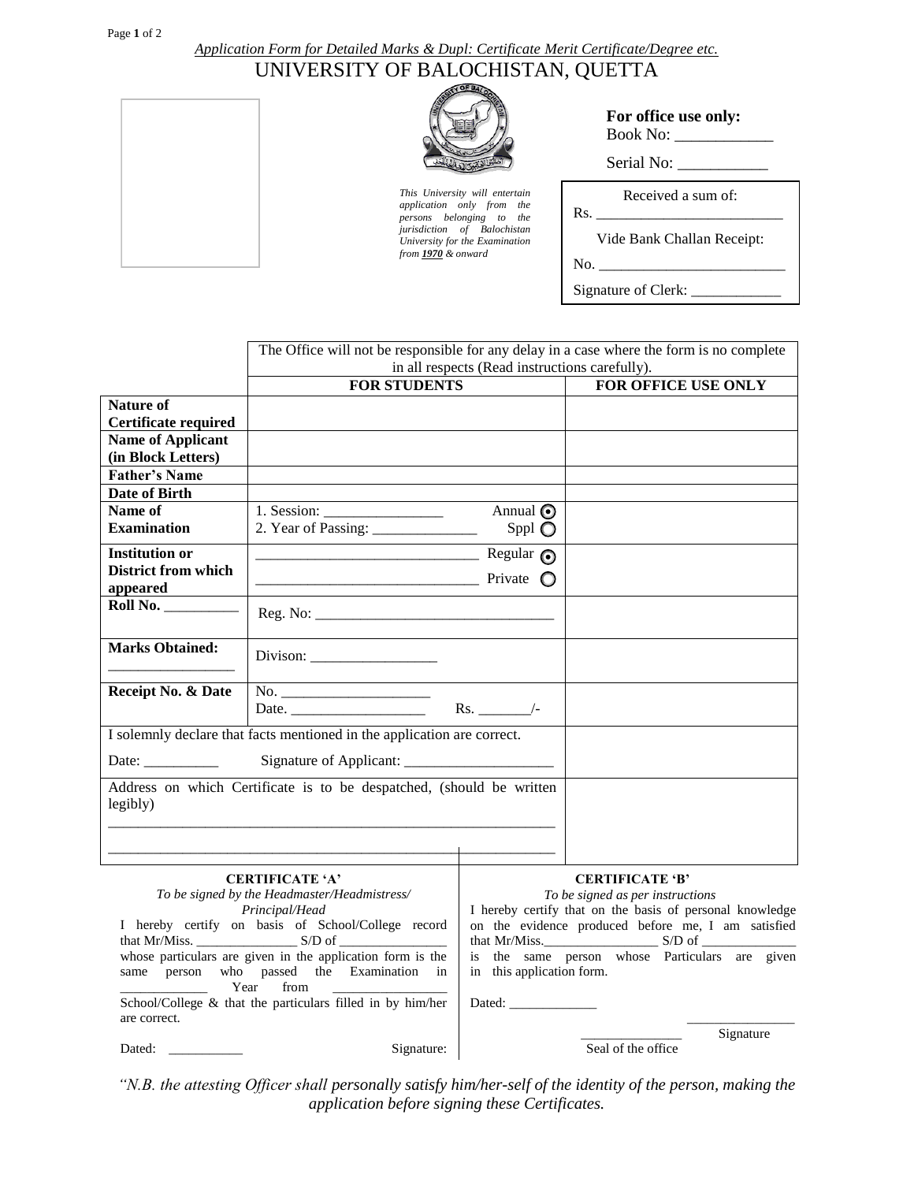*Application Form for Detailed Marks & Dupl: Certificate Merit Certificate/Degree etc.*

# UNIVERSITY OF BALOCHISTAN, QUETTA

*This University will entertain application only from the persons belonging to the jurisdiction of Balochistan University for the Examination from **1970** & onward*

**For office use only:**
Book No: ____________

Serial No: ___________

| Received a sum of: |
|---|
| Rs. _________________________ |
| Vide Bank Challan Receipt: |
| No. _________________________ |
| Signature of Clerk: ____________ |

| | The Office will not be responsible for any delay in a case where the form is no complete in all respects (Read instructions carefully). | |
|---|---|---|
| | **FOR STUDENTS** | **FOR OFFICE USE ONLY** |
| **Nature of Certificate required** | | |
| **Name of Applicant (in Block Letters)** | | |
| **Father's Name** | | |
| **Date of Birth** | | |
| **Name of Examination** | 1. Session: ________________ Annual ⊙<br>2. Year of Passing: ______________ Sppl ○ | |
| **Institution or District from which appeared** | ______________________________ Regular ⊙<br>______________________________ Private ○ | |
| **Roll No.** __________ | Reg. No: ________________________________ | |
| **Marks Obtained:** _________________ | Divison: _________________ | |
| **Receipt No. & Date** | No. ____________________<br>Date. __________________ Rs. _______/- | |
| I solemnly declare that facts mentioned in the application are correct.<br>Date: __________ Signature of Applicant: ____________________ | | |
| Address on which Certificate is to be despatched, (should be written legibly)<br>____________________________________________________________<br>____________________________________________________________ | | |

**CERTIFICATE 'A'**

*To be signed by the Headmaster/Headmistress/ Principal/Head*

I hereby certify on basis of School/College record that Mr/Miss. _______________ S/D of ________________ whose particulars are given in the application form is the same person who passed the Examination in _____________ Year from _________________ School/College & that the particulars filled in by him/her are correct.

Dated: ___________ Signature:

**CERTIFICATE 'B'**

*To be signed as per instructions*

I hereby certify that on the basis of personal knowledge on the evidence produced before me, I am satisfied that Mr/Miss._________________ S/D of ______________ is the same person whose Particulars are given in this application form.

Dated: _____________

________________ Signature

_______________ Seal of the office

*"N.B. the attesting Officer shall personally satisfy him/her-self of the identity of the person, making the application before signing these Certificates.*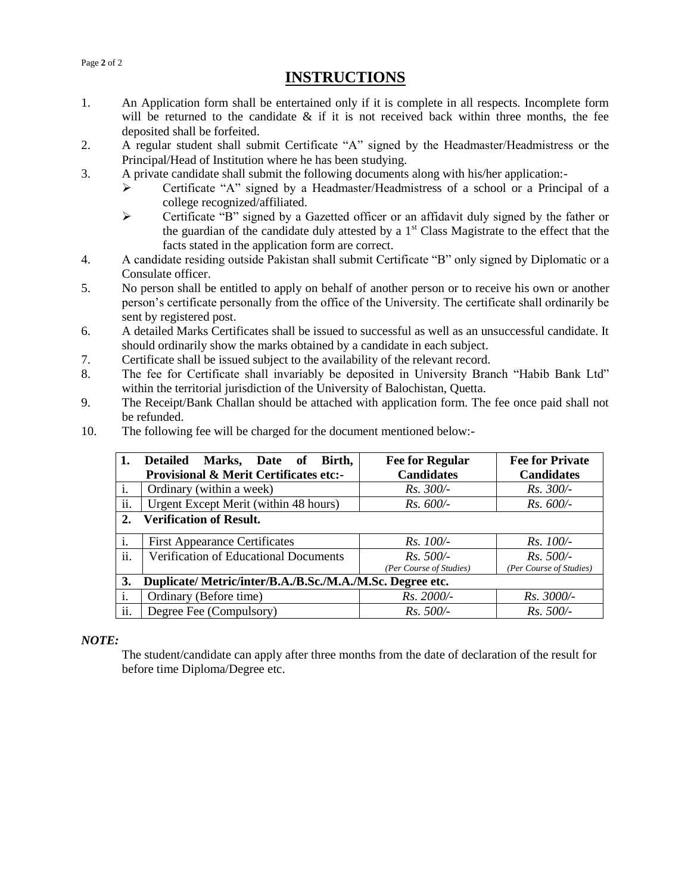# INSTRUCTIONS

1. An Application form shall be entertained only if it is complete in all respects. Incomplete form will be returned to the candidate & if it is not received back within three months, the fee deposited shall be forfeited.
2. A regular student shall submit Certificate "A" signed by the Headmaster/Headmistress or the Principal/Head of Institution where he has been studying.
3. A private candidate shall submit the following documents along with his/her application:-
   - Certificate "A" signed by a Headmaster/Headmistress of a school or a Principal of a college recognized/affiliated.
   - Certificate "B" signed by a Gazetted officer or an affidavit duly signed by the father or the guardian of the candidate duly attested by a 1st Class Magistrate to the effect that the facts stated in the application form are correct.
4. A candidate residing outside Pakistan shall submit Certificate "B" only signed by Diplomatic or a Consulate officer.
5. No person shall be entitled to apply on behalf of another person or to receive his own or another person's certificate personally from the office of the University. The certificate shall ordinarily be sent by registered post.
6. A detailed Marks Certificates shall be issued to successful as well as an unsuccessful candidate. It should ordinarily show the marks obtained by a candidate in each subject.
7. Certificate shall be issued subject to the availability of the relevant record.
8. The fee for Certificate shall invariably be deposited in University Branch "Habib Bank Ltd" within the territorial jurisdiction of the University of Balochistan, Quetta.
9. The Receipt/Bank Challan should be attached with application form. The fee once paid shall not be refunded.
10. The following fee will be charged for the document mentioned below:-

| 1. | **Detailed Marks, Date of Birth, Provisional & Merit Certificates etc:-** | **Fee for Regular Candidates** | **Fee for Private Candidates** |
|---|---|---|---|
| i. | Ordinary (within a week) | *Rs. 300/-* | *Rs. 300/-* |
| ii. | Urgent Except Merit (within 48 hours) | *Rs. 600/-* | *Rs. 600/-* |
| **2.** | **Verification of Result.** | | |
| i. | First Appearance Certificates | *Rs. 100/-* | *Rs. 100/-* |
| ii. | Verification of Educational Documents | *Rs. 500/- (Per Course of Studies)* | *Rs. 500/- (Per Course of Studies)* |
| **3.** | **Duplicate/ Metric/inter/B.A./B.Sc./M.A./M.Sc. Degree etc.** | | |
| i. | Ordinary (Before time) | *Rs. 2000/-* | *Rs. 3000/-* |
| ii. | Degree Fee (Compulsory) | *Rs. 500/-* | *Rs. 500/-* |

***NOTE:***

The student/candidate can apply after three months from the date of declaration of the result for before time Diploma/Degree etc.